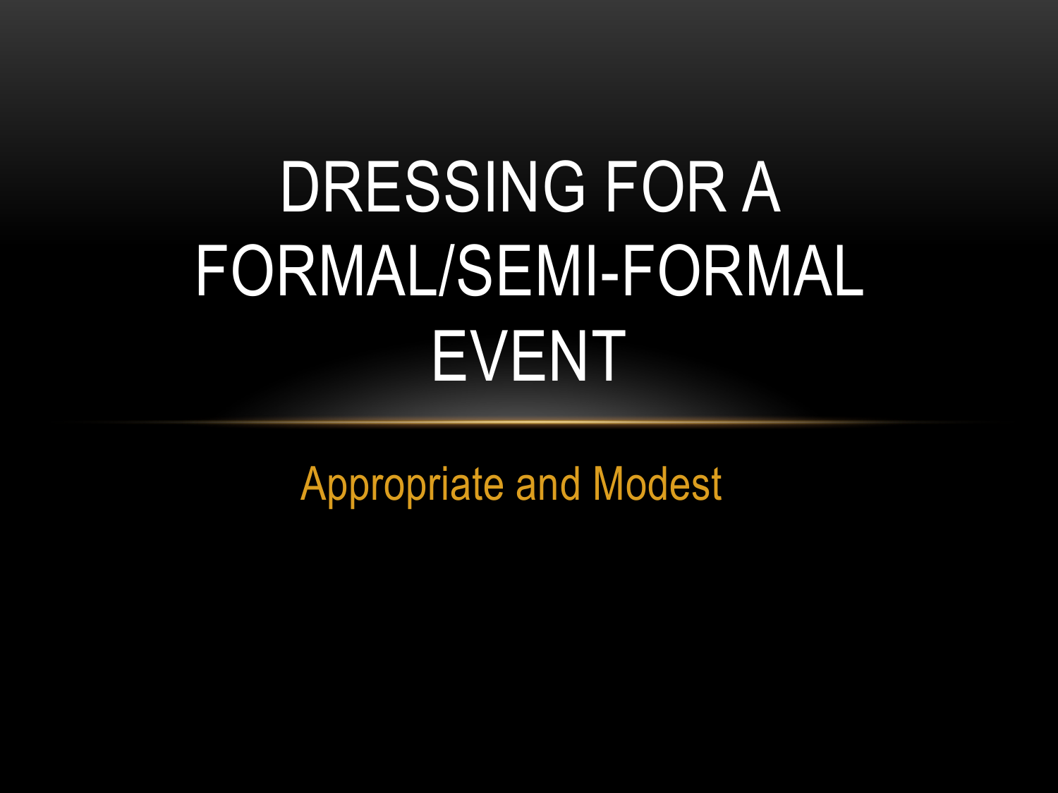# DRESSING FOR A FORMAL/SEMI-FORMAL EVENT

Appropriate and Modest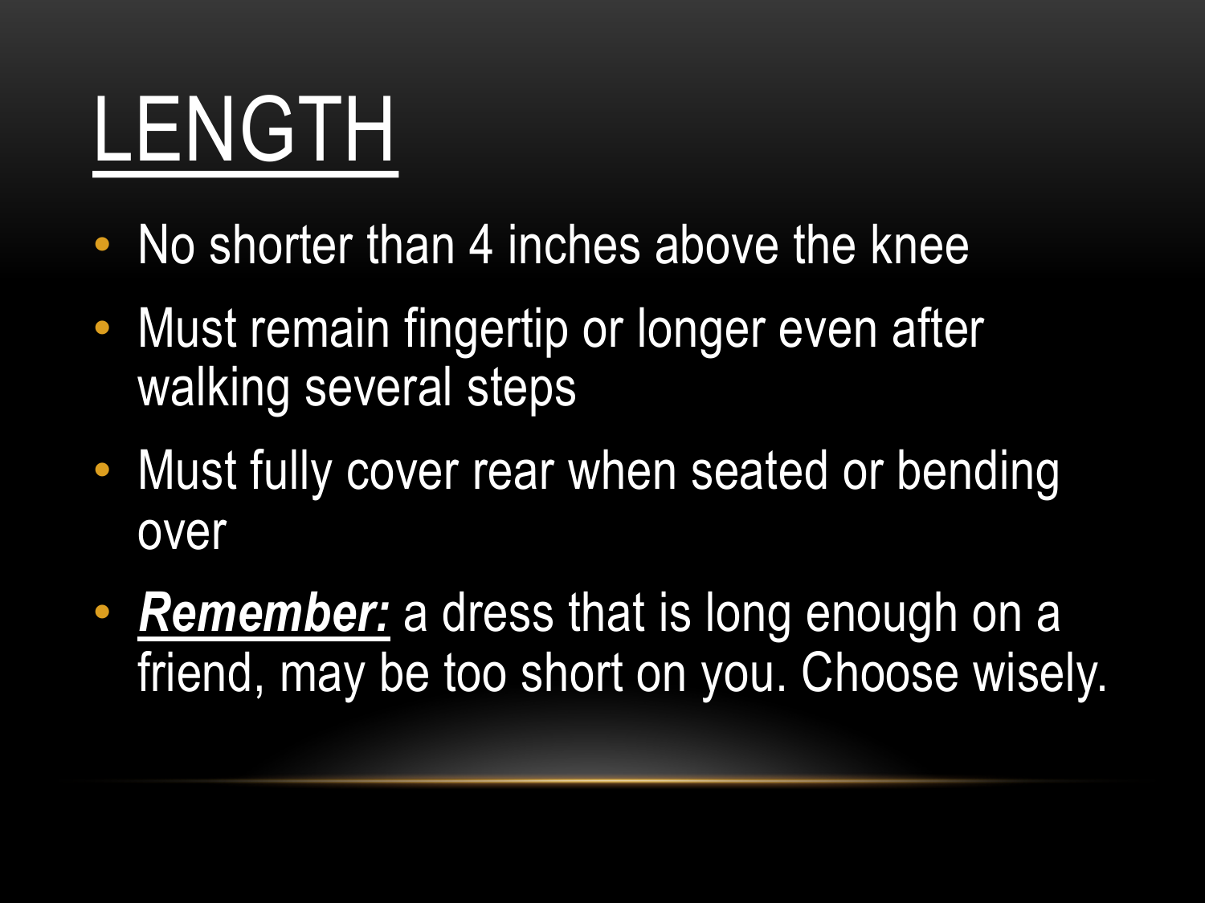# LENGTH

- No shorter than 4 inches above the knee
- Must remain fingertip or longer even after walking several steps
- Must fully cover rear when seated or bending over
- ***Remember:*** a dress that is long enough on a friend, may be too short on you. Choose wisely.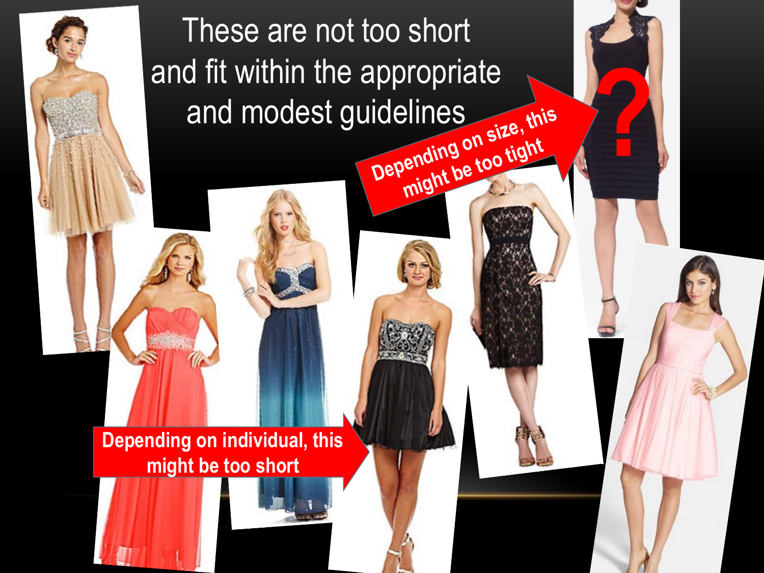These are not too short and fit within the appropriate and modest guidelines

Depending on size, this might be too tight

?

Depending on individual, this might be too short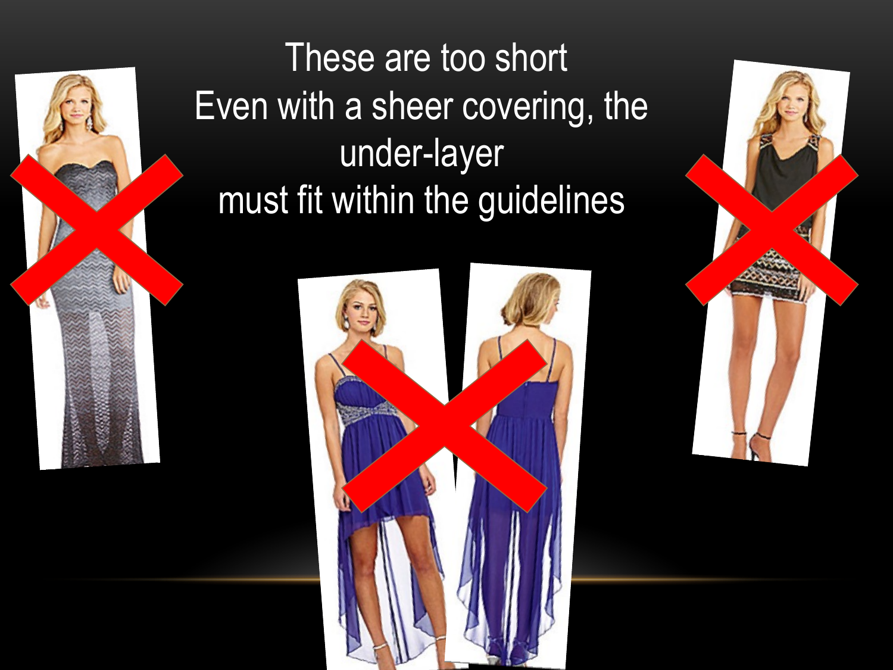These are too short
Even with a sheer covering, the under-layer must fit within the guidelines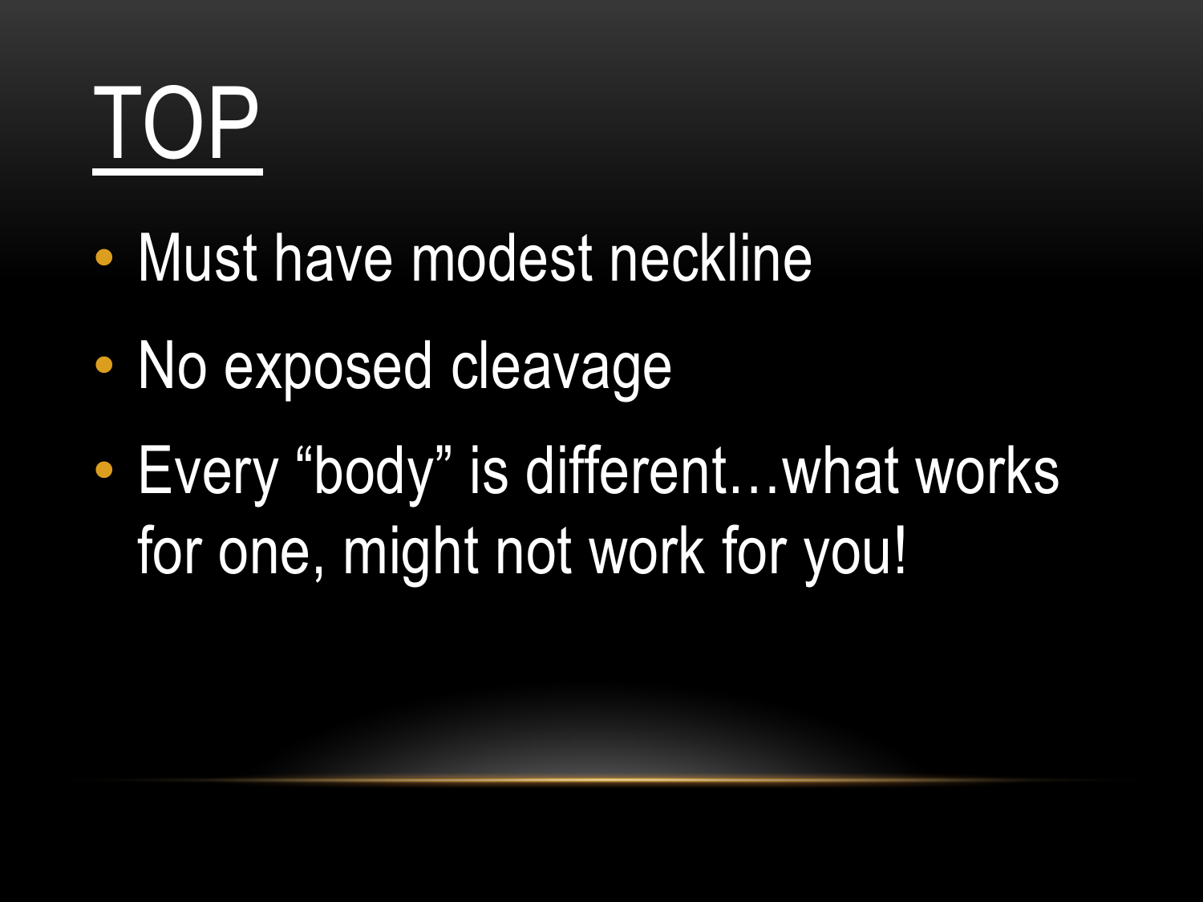# TOP

- Must have modest neckline
- No exposed cleavage
- Every “body” is different…what works for one, might not work for you!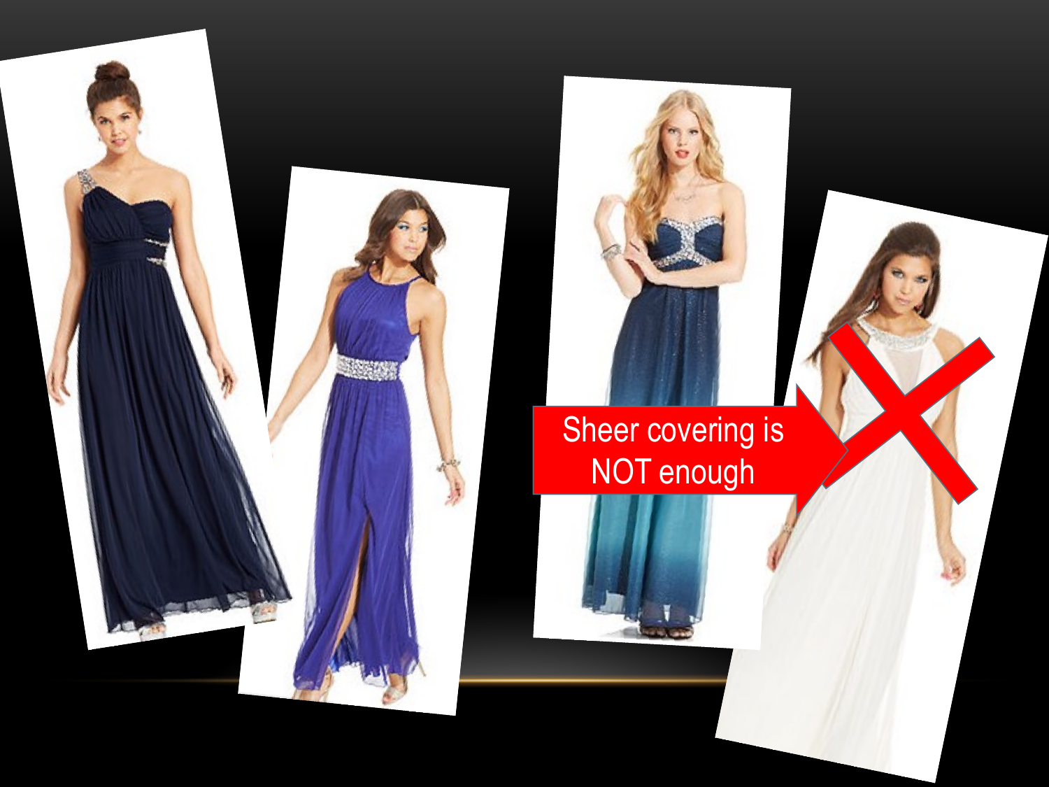Sheer covering is NOT enough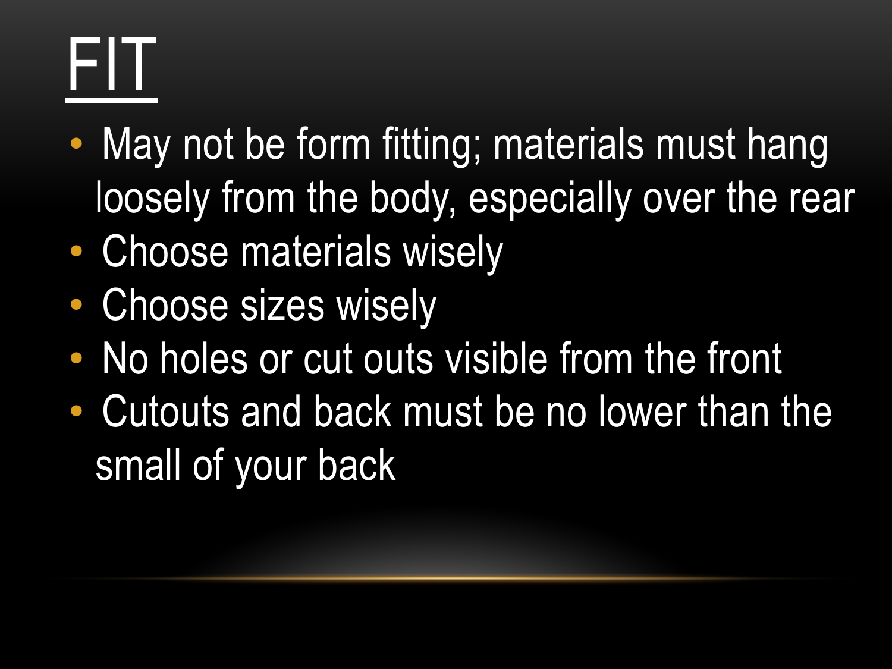# FIT

- May not be form fitting; materials must hang loosely from the body, especially over the rear
- Choose materials wisely
- Choose sizes wisely
- No holes or cut outs visible from the front
- Cutouts and back must be no lower than the small of your back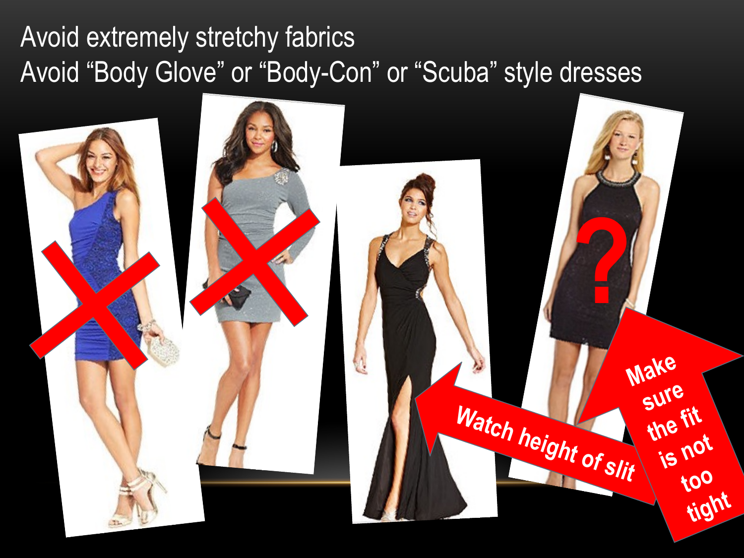Avoid extremely stretchy fabrics

Avoid "Body Glove" or "Body-Con" or "Scuba" style dresses

Watch height of slit

Make sure the fit is not too tight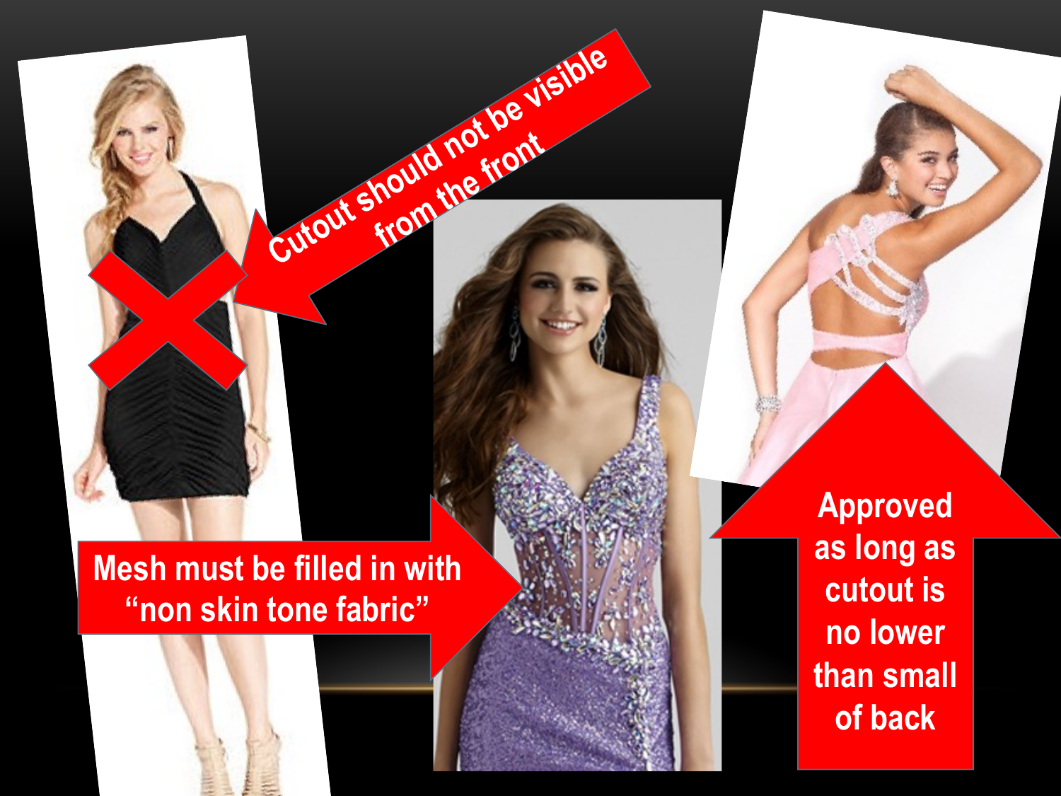Cutout should not be visible from the front

Mesh must be filled in with "non skin tone fabric"

Approved as long as cutout is no lower than small of back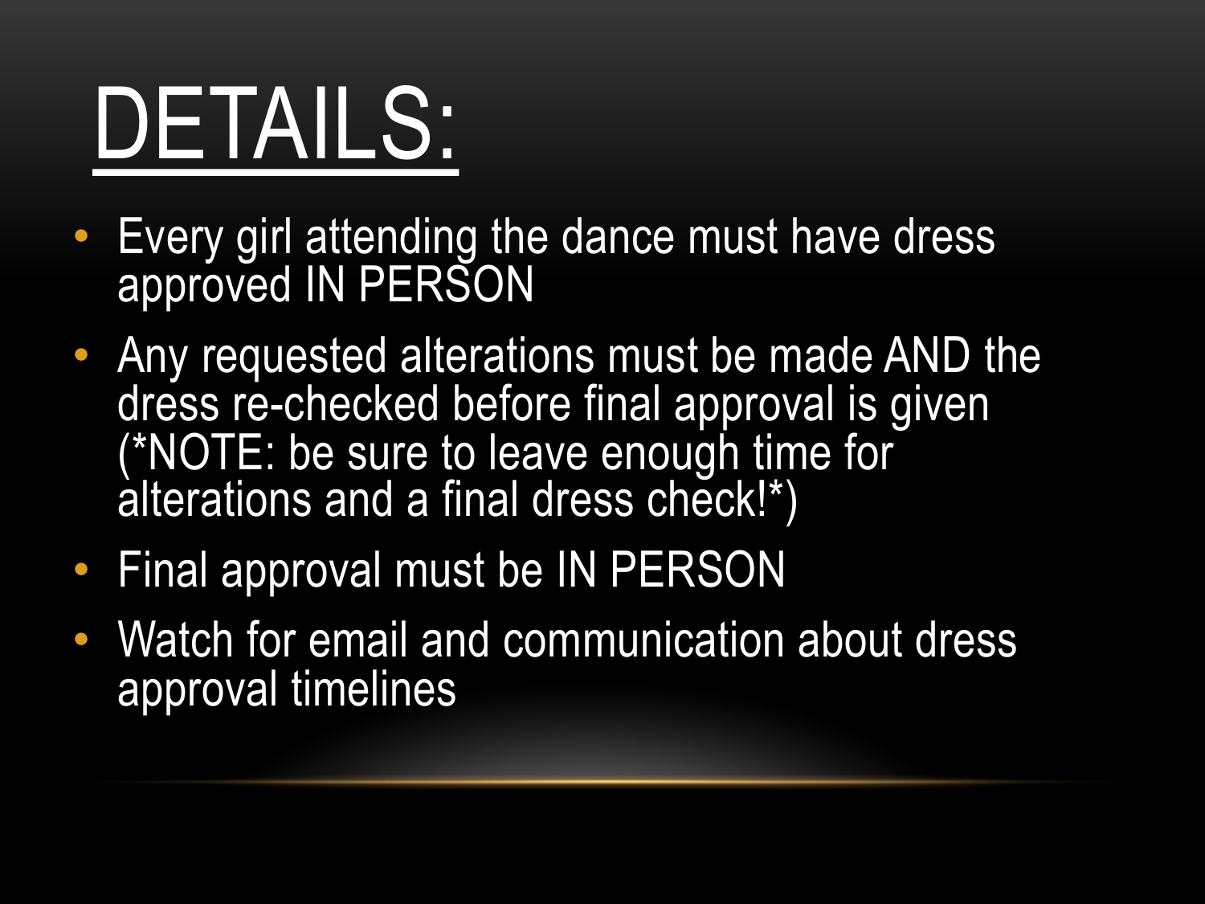# DETAILS:

- Every girl attending the dance must have dress approved IN PERSON
- Any requested alterations must be made AND the dress re-checked before final approval is given (*NOTE: be sure to leave enough time for alterations and a final dress check!*)
- Final approval must be IN PERSON
- Watch for email and communication about dress approval timelines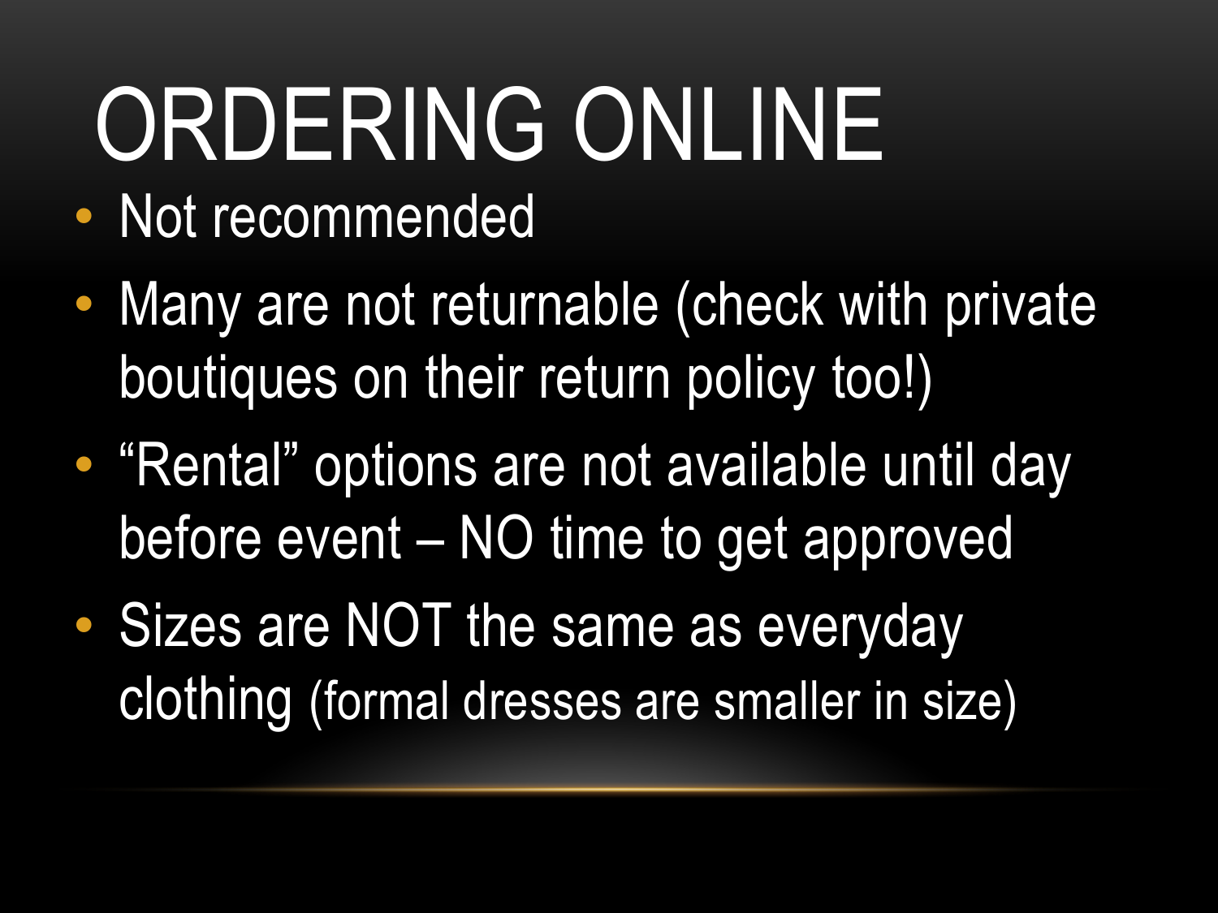# ORDERING ONLINE

- Not recommended
- Many are not returnable (check with private boutiques on their return policy too!)
- “Rental” options are not available until day before event – NO time to get approved
- Sizes are NOT the same as everyday clothing (formal dresses are smaller in size)